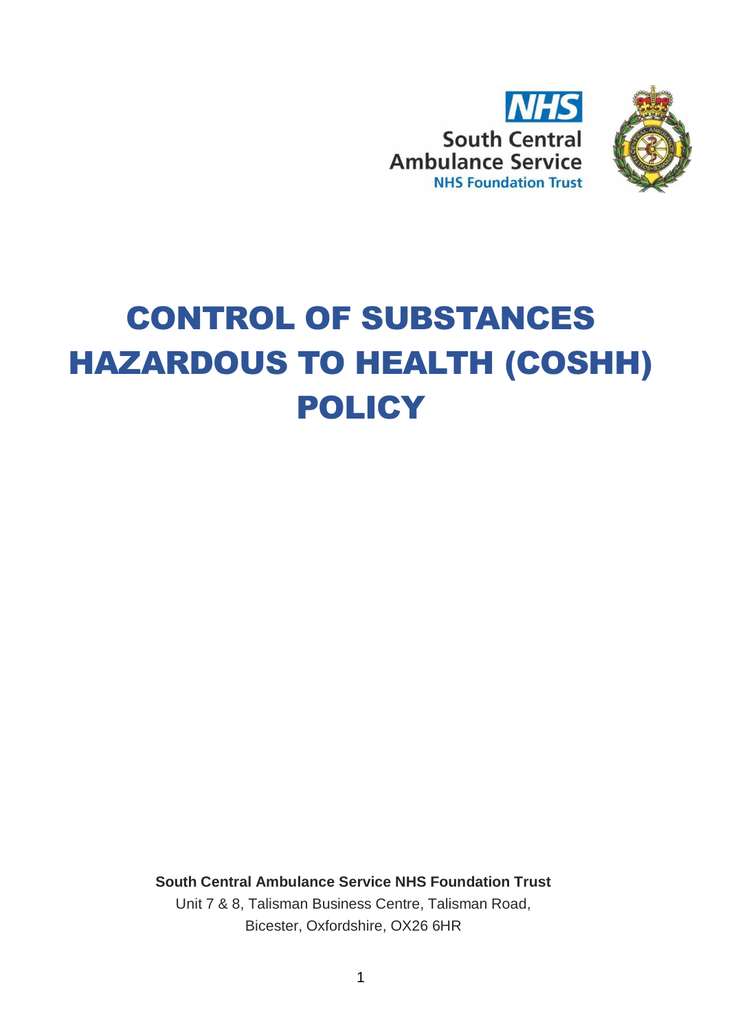NHS South Central Ambulance Service NHS Foundation Trust

# CONTROL OF SUBSTANCES HAZARDOUS TO HEALTH (COSHH) POLICY

**South Central Ambulance Service NHS Foundation Trust**

Unit 7 & 8, Talisman Business Centre, Talisman Road,
Bicester, Oxfordshire, OX26 6HR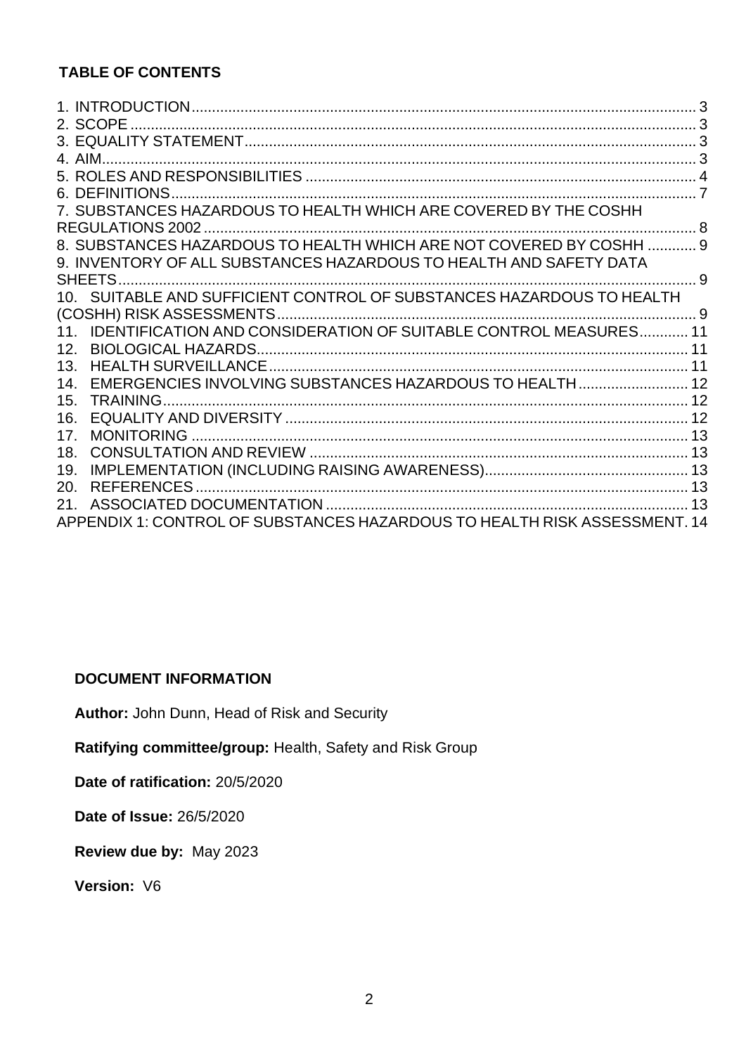## TABLE OF CONTENTS

1. INTRODUCTION ... 3
2. SCOPE ... 3
3. EQUALITY STATEMENT ... 3
4. AIM ... 3
5. ROLES AND RESPONSIBILITIES ... 4
6. DEFINITIONS ... 7
7. SUBSTANCES HAZARDOUS TO HEALTH WHICH ARE COVERED BY THE COSHH REGULATIONS 2002 ... 8
8. SUBSTANCES HAZARDOUS TO HEALTH WHICH ARE NOT COVERED BY COSHH ... 9
9. INVENTORY OF ALL SUBSTANCES HAZARDOUS TO HEALTH AND SAFETY DATA SHEETS ... 9
10. SUITABLE AND SUFFICIENT CONTROL OF SUBSTANCES HAZARDOUS TO HEALTH (COSHH) RISK ASSESSMENTS ... 9
11. IDENTIFICATION AND CONSIDERATION OF SUITABLE CONTROL MEASURES ... 11
12. BIOLOGICAL HAZARDS ... 11
13. HEALTH SURVEILLANCE ... 11
14. EMERGENCIES INVOLVING SUBSTANCES HAZARDOUS TO HEALTH ... 12
15. TRAINING ... 12
16. EQUALITY AND DIVERSITY ... 12
17. MONITORING ... 13
18. CONSULTATION AND REVIEW ... 13
19. IMPLEMENTATION (INCLUDING RAISING AWARENESS) ... 13
20. REFERENCES ... 13
21. ASSOCIATED DOCUMENTATION ... 13

APPENDIX 1: CONTROL OF SUBSTANCES HAZARDOUS TO HEALTH RISK ASSESSMENT ... 14

## DOCUMENT INFORMATION

**Author:** John Dunn, Head of Risk and Security

**Ratifying committee/group:** Health, Safety and Risk Group

**Date of ratification:** 20/5/2020

**Date of Issue:** 26/5/2020

**Review due by:** May 2023

**Version:** V6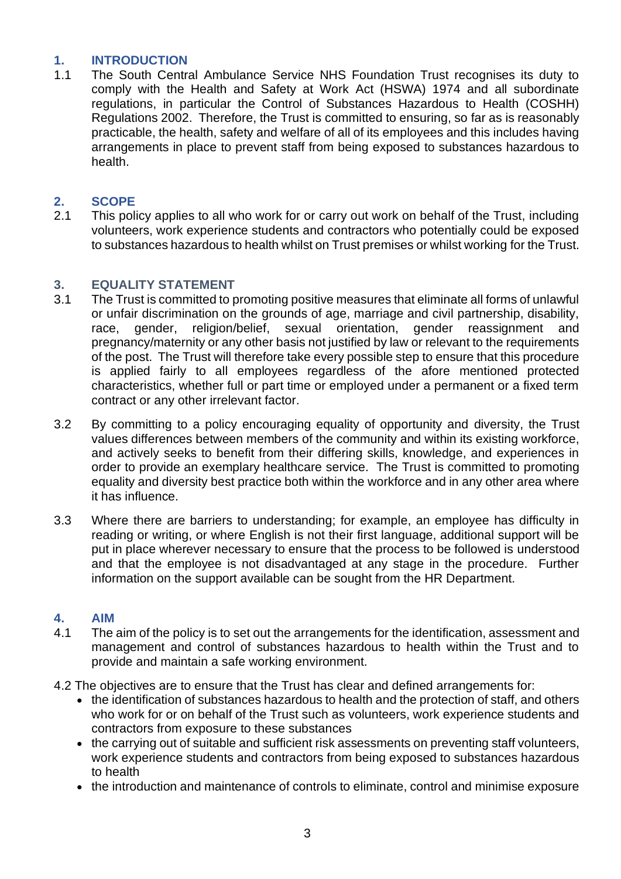## 1. INTRODUCTION

1.1 The South Central Ambulance Service NHS Foundation Trust recognises its duty to comply with the Health and Safety at Work Act (HSWA) 1974 and all subordinate regulations, in particular the Control of Substances Hazardous to Health (COSHH) Regulations 2002. Therefore, the Trust is committed to ensuring, so far as is reasonably practicable, the health, safety and welfare of all of its employees and this includes having arrangements in place to prevent staff from being exposed to substances hazardous to health.

## 2. SCOPE

2.1 This policy applies to all who work for or carry out work on behalf of the Trust, including volunteers, work experience students and contractors who potentially could be exposed to substances hazardous to health whilst on Trust premises or whilst working for the Trust.

## 3. EQUALITY STATEMENT

3.1 The Trust is committed to promoting positive measures that eliminate all forms of unlawful or unfair discrimination on the grounds of age, marriage and civil partnership, disability, race, gender, religion/belief, sexual orientation, gender reassignment and pregnancy/maternity or any other basis not justified by law or relevant to the requirements of the post. The Trust will therefore take every possible step to ensure that this procedure is applied fairly to all employees regardless of the afore mentioned protected characteristics, whether full or part time or employed under a permanent or a fixed term contract or any other irrelevant factor.

3.2 By committing to a policy encouraging equality of opportunity and diversity, the Trust values differences between members of the community and within its existing workforce, and actively seeks to benefit from their differing skills, knowledge, and experiences in order to provide an exemplary healthcare service. The Trust is committed to promoting equality and diversity best practice both within the workforce and in any other area where it has influence.

3.3 Where there are barriers to understanding; for example, an employee has difficulty in reading or writing, or where English is not their first language, additional support will be put in place wherever necessary to ensure that the process to be followed is understood and that the employee is not disadvantaged at any stage in the procedure. Further information on the support available can be sought from the HR Department.

## 4. AIM

4.1 The aim of the policy is to set out the arrangements for the identification, assessment and management and control of substances hazardous to health within the Trust and to provide and maintain a safe working environment.

4.2 The objectives are to ensure that the Trust has clear and defined arrangements for:

- the identification of substances hazardous to health and the protection of staff, and others who work for or on behalf of the Trust such as volunteers, work experience students and contractors from exposure to these substances
- the carrying out of suitable and sufficient risk assessments on preventing staff volunteers, work experience students and contractors from being exposed to substances hazardous to health
- the introduction and maintenance of controls to eliminate, control and minimise exposure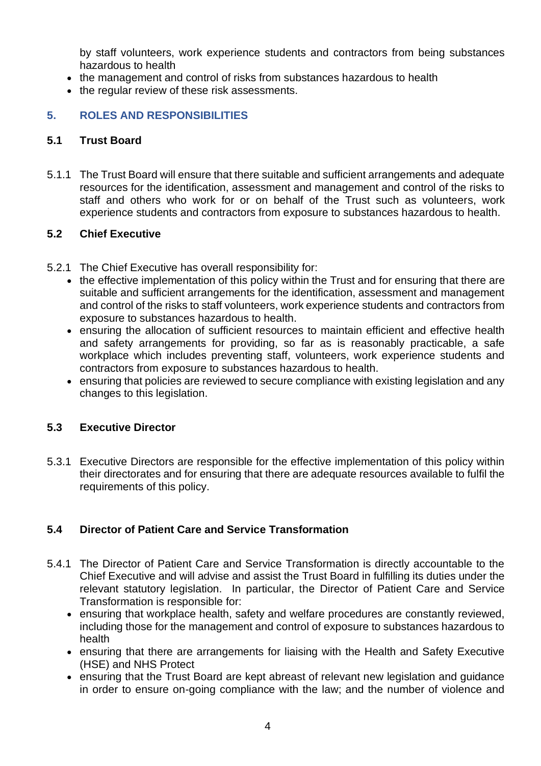by staff volunteers, work experience students and contractors from being substances hazardous to health

- the management and control of risks from substances hazardous to health
- the regular review of these risk assessments.

## 5. ROLES AND RESPONSIBILITIES

### 5.1 Trust Board

5.1.1 The Trust Board will ensure that there suitable and sufficient arrangements and adequate resources for the identification, assessment and management and control of the risks to staff and others who work for or on behalf of the Trust such as volunteers, work experience students and contractors from exposure to substances hazardous to health.

### 5.2 Chief Executive

5.2.1 The Chief Executive has overall responsibility for:

- the effective implementation of this policy within the Trust and for ensuring that there are suitable and sufficient arrangements for the identification, assessment and management and control of the risks to staff volunteers, work experience students and contractors from exposure to substances hazardous to health.
- ensuring the allocation of sufficient resources to maintain efficient and effective health and safety arrangements for providing, so far as is reasonably practicable, a safe workplace which includes preventing staff, volunteers, work experience students and contractors from exposure to substances hazardous to health.
- ensuring that policies are reviewed to secure compliance with existing legislation and any changes to this legislation.

### 5.3 Executive Director

5.3.1 Executive Directors are responsible for the effective implementation of this policy within their directorates and for ensuring that there are adequate resources available to fulfil the requirements of this policy.

### 5.4 Director of Patient Care and Service Transformation

5.4.1 The Director of Patient Care and Service Transformation is directly accountable to the Chief Executive and will advise and assist the Trust Board in fulfilling its duties under the relevant statutory legislation. In particular, the Director of Patient Care and Service Transformation is responsible for:

- ensuring that workplace health, safety and welfare procedures are constantly reviewed, including those for the management and control of exposure to substances hazardous to health
- ensuring that there are arrangements for liaising with the Health and Safety Executive (HSE) and NHS Protect
- ensuring that the Trust Board are kept abreast of relevant new legislation and guidance in order to ensure on-going compliance with the law; and the number of violence and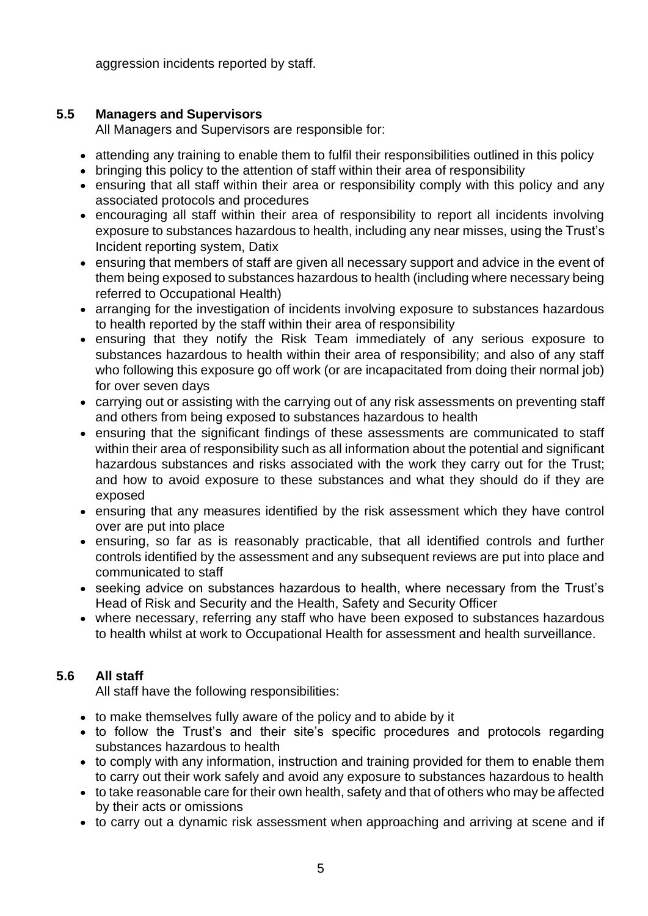aggression incidents reported by staff.

### 5.5 Managers and Supervisors

All Managers and Supervisors are responsible for:

- attending any training to enable them to fulfil their responsibilities outlined in this policy
- bringing this policy to the attention of staff within their area of responsibility
- ensuring that all staff within their area or responsibility comply with this policy and any associated protocols and procedures
- encouraging all staff within their area of responsibility to report all incidents involving exposure to substances hazardous to health, including any near misses, using the Trust's Incident reporting system, Datix
- ensuring that members of staff are given all necessary support and advice in the event of them being exposed to substances hazardous to health (including where necessary being referred to Occupational Health)
- arranging for the investigation of incidents involving exposure to substances hazardous to health reported by the staff within their area of responsibility
- ensuring that they notify the Risk Team immediately of any serious exposure to substances hazardous to health within their area of responsibility; and also of any staff who following this exposure go off work (or are incapacitated from doing their normal job) for over seven days
- carrying out or assisting with the carrying out of any risk assessments on preventing staff and others from being exposed to substances hazardous to health
- ensuring that the significant findings of these assessments are communicated to staff within their area of responsibility such as all information about the potential and significant hazardous substances and risks associated with the work they carry out for the Trust; and how to avoid exposure to these substances and what they should do if they are exposed
- ensuring that any measures identified by the risk assessment which they have control over are put into place
- ensuring, so far as is reasonably practicable, that all identified controls and further controls identified by the assessment and any subsequent reviews are put into place and communicated to staff
- seeking advice on substances hazardous to health, where necessary from the Trust's Head of Risk and Security and the Health, Safety and Security Officer
- where necessary, referring any staff who have been exposed to substances hazardous to health whilst at work to Occupational Health for assessment and health surveillance.

### 5.6 All staff

All staff have the following responsibilities:

- to make themselves fully aware of the policy and to abide by it
- to follow the Trust's and their site's specific procedures and protocols regarding substances hazardous to health
- to comply with any information, instruction and training provided for them to enable them to carry out their work safely and avoid any exposure to substances hazardous to health
- to take reasonable care for their own health, safety and that of others who may be affected by their acts or omissions
- to carry out a dynamic risk assessment when approaching and arriving at scene and if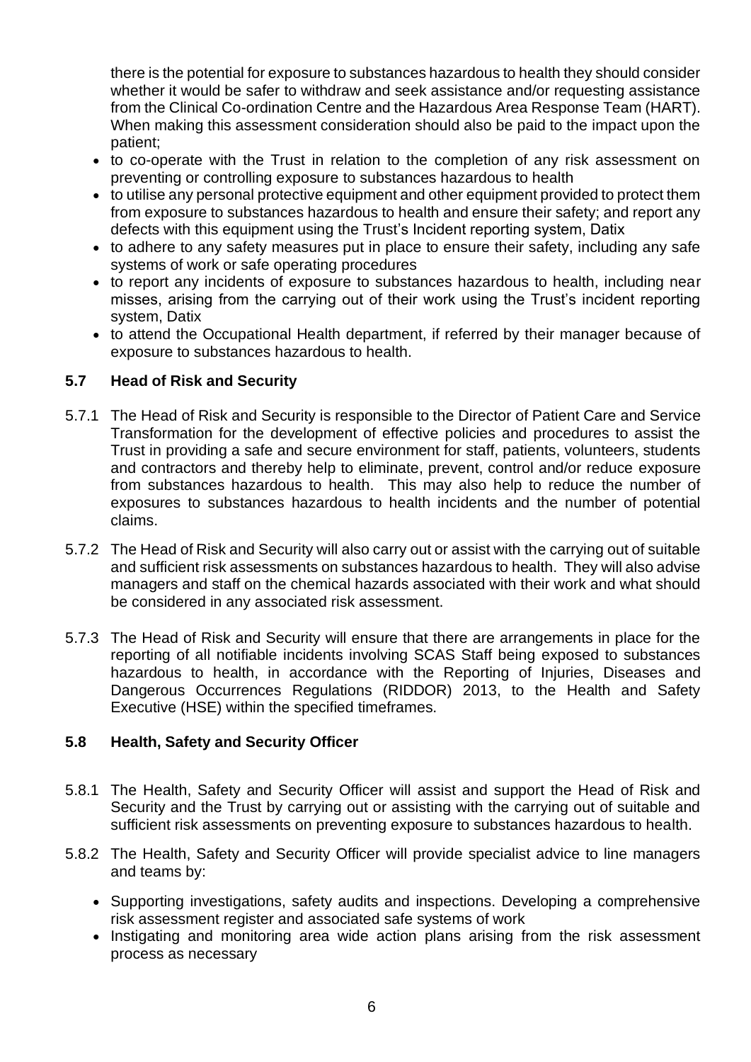there is the potential for exposure to substances hazardous to health they should consider whether it would be safer to withdraw and seek assistance and/or requesting assistance from the Clinical Co-ordination Centre and the Hazardous Area Response Team (HART). When making this assessment consideration should also be paid to the impact upon the patient;

- to co-operate with the Trust in relation to the completion of any risk assessment on preventing or controlling exposure to substances hazardous to health
- to utilise any personal protective equipment and other equipment provided to protect them from exposure to substances hazardous to health and ensure their safety; and report any defects with this equipment using the Trust's Incident reporting system, Datix
- to adhere to any safety measures put in place to ensure their safety, including any safe systems of work or safe operating procedures
- to report any incidents of exposure to substances hazardous to health, including near misses, arising from the carrying out of their work using the Trust's incident reporting system, Datix
- to attend the Occupational Health department, if referred by their manager because of exposure to substances hazardous to health.

### 5.7 Head of Risk and Security

5.7.1 The Head of Risk and Security is responsible to the Director of Patient Care and Service Transformation for the development of effective policies and procedures to assist the Trust in providing a safe and secure environment for staff, patients, volunteers, students and contractors and thereby help to eliminate, prevent, control and/or reduce exposure from substances hazardous to health. This may also help to reduce the number of exposures to substances hazardous to health incidents and the number of potential claims.

5.7.2 The Head of Risk and Security will also carry out or assist with the carrying out of suitable and sufficient risk assessments on substances hazardous to health. They will also advise managers and staff on the chemical hazards associated with their work and what should be considered in any associated risk assessment.

5.7.3 The Head of Risk and Security will ensure that there are arrangements in place for the reporting of all notifiable incidents involving SCAS Staff being exposed to substances hazardous to health, in accordance with the Reporting of Injuries, Diseases and Dangerous Occurrences Regulations (RIDDOR) 2013, to the Health and Safety Executive (HSE) within the specified timeframes.

### 5.8 Health, Safety and Security Officer

5.8.1 The Health, Safety and Security Officer will assist and support the Head of Risk and Security and the Trust by carrying out or assisting with the carrying out of suitable and sufficient risk assessments on preventing exposure to substances hazardous to health.

5.8.2 The Health, Safety and Security Officer will provide specialist advice to line managers and teams by:

- Supporting investigations, safety audits and inspections. Developing a comprehensive risk assessment register and associated safe systems of work
- Instigating and monitoring area wide action plans arising from the risk assessment process as necessary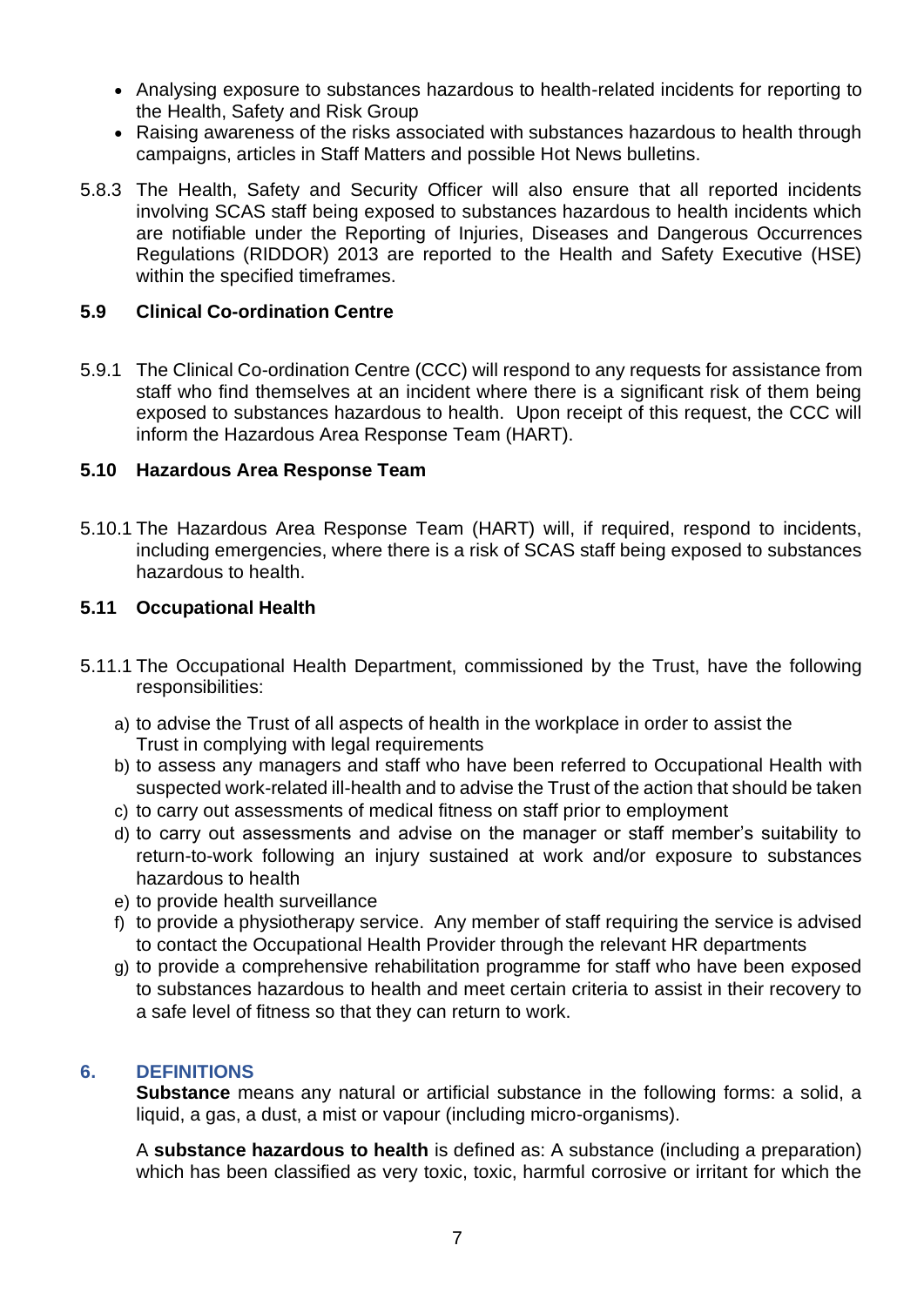- Analysing exposure to substances hazardous to health-related incidents for reporting to the Health, Safety and Risk Group
- Raising awareness of the risks associated with substances hazardous to health through campaigns, articles in Staff Matters and possible Hot News bulletins.

5.8.3 The Health, Safety and Security Officer will also ensure that all reported incidents involving SCAS staff being exposed to substances hazardous to health incidents which are notifiable under the Reporting of Injuries, Diseases and Dangerous Occurrences Regulations (RIDDOR) 2013 are reported to the Health and Safety Executive (HSE) within the specified timeframes.

### 5.9 Clinical Co-ordination Centre

5.9.1 The Clinical Co-ordination Centre (CCC) will respond to any requests for assistance from staff who find themselves at an incident where there is a significant risk of them being exposed to substances hazardous to health. Upon receipt of this request, the CCC will inform the Hazardous Area Response Team (HART).

### 5.10 Hazardous Area Response Team

5.10.1 The Hazardous Area Response Team (HART) will, if required, respond to incidents, including emergencies, where there is a risk of SCAS staff being exposed to substances hazardous to health.

### 5.11 Occupational Health

5.11.1 The Occupational Health Department, commissioned by the Trust, have the following responsibilities:

a) to advise the Trust of all aspects of health in the workplace in order to assist the Trust in complying with legal requirements
b) to assess any managers and staff who have been referred to Occupational Health with suspected work-related ill-health and to advise the Trust of the action that should be taken
c) to carry out assessments of medical fitness on staff prior to employment
d) to carry out assessments and advise on the manager or staff member's suitability to return-to-work following an injury sustained at work and/or exposure to substances hazardous to health
e) to provide health surveillance
f) to provide a physiotherapy service. Any member of staff requiring the service is advised to contact the Occupational Health Provider through the relevant HR departments
g) to provide a comprehensive rehabilitation programme for staff who have been exposed to substances hazardous to health and meet certain criteria to assist in their recovery to a safe level of fitness so that they can return to work.

## 6. DEFINITIONS

**Substance** means any natural or artificial substance in the following forms: a solid, a liquid, a gas, a dust, a mist or vapour (including micro-organisms).

A **substance hazardous to health** is defined as: A substance (including a preparation) which has been classified as very toxic, toxic, harmful corrosive or irritant for which the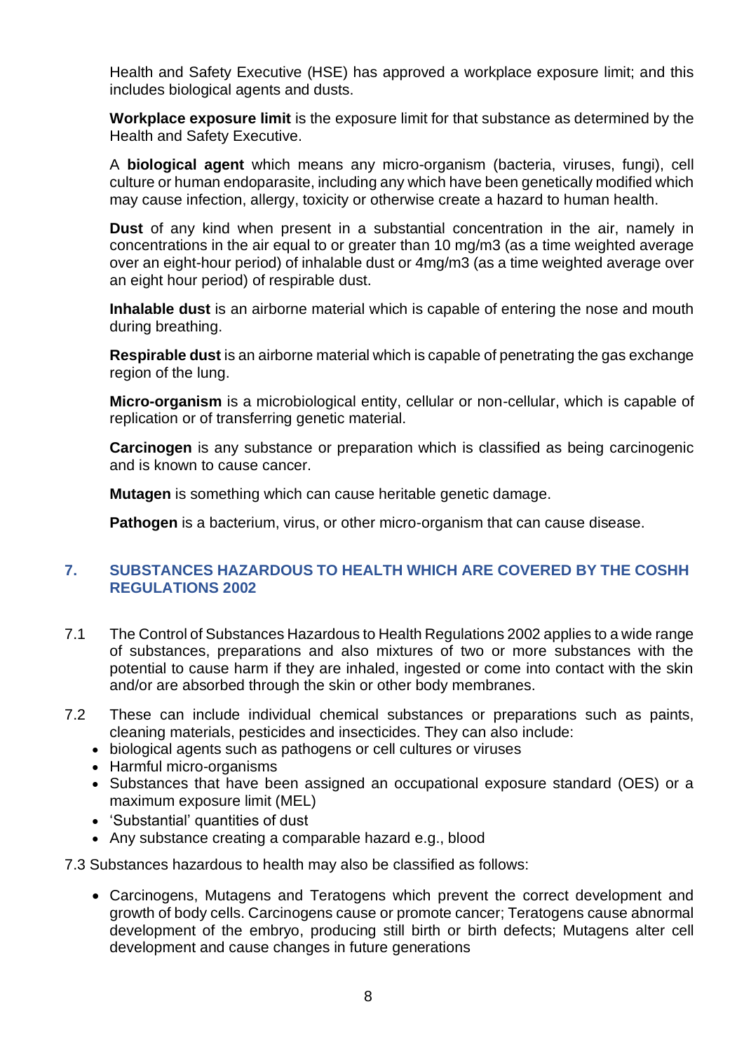Health and Safety Executive (HSE) has approved a workplace exposure limit; and this includes biological agents and dusts.

**Workplace exposure limit** is the exposure limit for that substance as determined by the Health and Safety Executive.

A **biological agent** which means any micro-organism (bacteria, viruses, fungi), cell culture or human endoparasite, including any which have been genetically modified which may cause infection, allergy, toxicity or otherwise create a hazard to human health.

**Dust** of any kind when present in a substantial concentration in the air, namely in concentrations in the air equal to or greater than 10 mg/m3 (as a time weighted average over an eight-hour period) of inhalable dust or 4mg/m3 (as a time weighted average over an eight hour period) of respirable dust.

**Inhalable dust** is an airborne material which is capable of entering the nose and mouth during breathing.

**Respirable dust** is an airborne material which is capable of penetrating the gas exchange region of the lung.

**Micro-organism** is a microbiological entity, cellular or non-cellular, which is capable of replication or of transferring genetic material.

**Carcinogen** is any substance or preparation which is classified as being carcinogenic and is known to cause cancer.

**Mutagen** is something which can cause heritable genetic damage.

**Pathogen** is a bacterium, virus, or other micro-organism that can cause disease.

## 7. SUBSTANCES HAZARDOUS TO HEALTH WHICH ARE COVERED BY THE COSHH REGULATIONS 2002

7.1 The Control of Substances Hazardous to Health Regulations 2002 applies to a wide range of substances, preparations and also mixtures of two or more substances with the potential to cause harm if they are inhaled, ingested or come into contact with the skin and/or are absorbed through the skin or other body membranes.

7.2 These can include individual chemical substances or preparations such as paints, cleaning materials, pesticides and insecticides. They can also include:

- biological agents such as pathogens or cell cultures or viruses
- Harmful micro-organisms
- Substances that have been assigned an occupational exposure standard (OES) or a maximum exposure limit (MEL)
- 'Substantial' quantities of dust
- Any substance creating a comparable hazard e.g., blood

7.3 Substances hazardous to health may also be classified as follows:

- Carcinogens, Mutagens and Teratogens which prevent the correct development and growth of body cells. Carcinogens cause or promote cancer; Teratogens cause abnormal development of the embryo, producing still birth or birth defects; Mutagens alter cell development and cause changes in future generations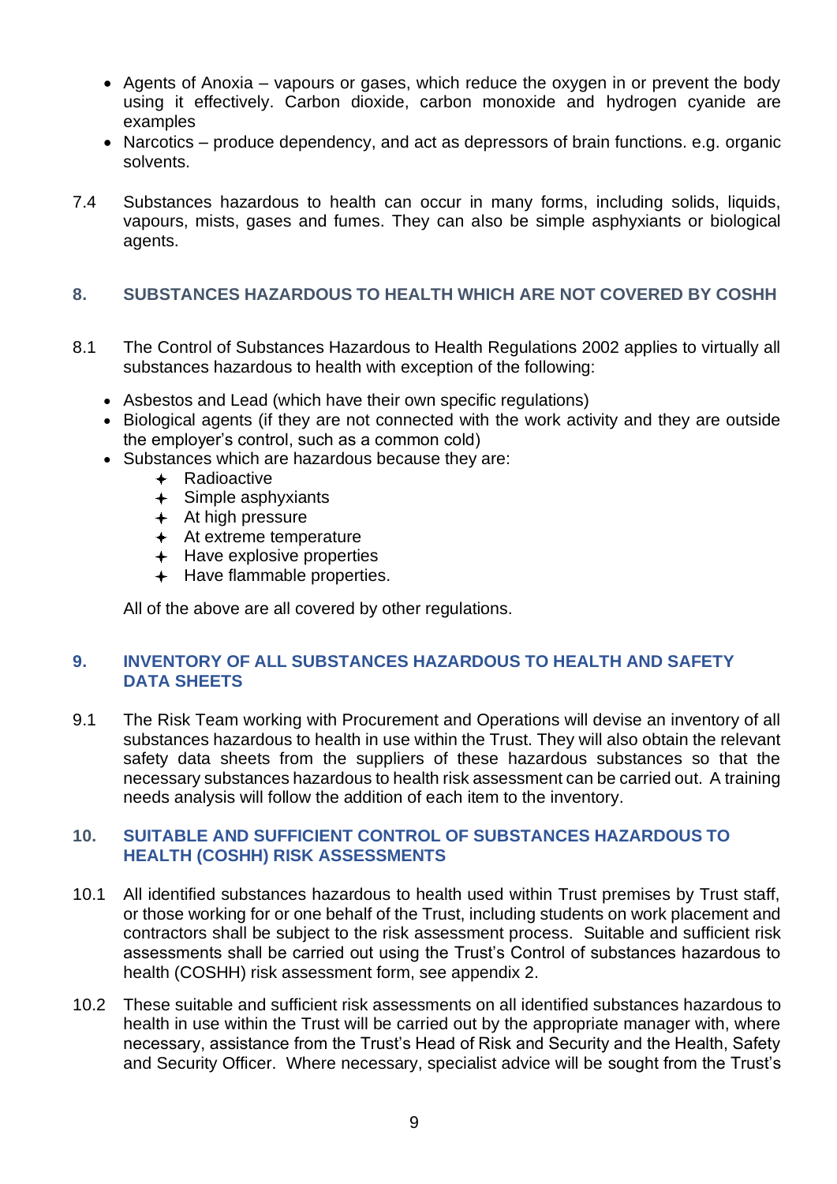- Agents of Anoxia – vapours or gases, which reduce the oxygen in or prevent the body using it effectively. Carbon dioxide, carbon monoxide and hydrogen cyanide are examples
- Narcotics – produce dependency, and act as depressors of brain functions. e.g. organic solvents.

7.4 Substances hazardous to health can occur in many forms, including solids, liquids, vapours, mists, gases and fumes. They can also be simple asphyxiants or biological agents.

## 8. SUBSTANCES HAZARDOUS TO HEALTH WHICH ARE NOT COVERED BY COSHH

8.1 The Control of Substances Hazardous to Health Regulations 2002 applies to virtually all substances hazardous to health with exception of the following:

- Asbestos and Lead (which have their own specific regulations)
- Biological agents (if they are not connected with the work activity and they are outside the employer's control, such as a common cold)
- Substances which are hazardous because they are:
  - Radioactive
  - Simple asphyxiants
  - At high pressure
  - At extreme temperature
  - Have explosive properties
  - Have flammable properties.

All of the above are all covered by other regulations.

## 9. INVENTORY OF ALL SUBSTANCES HAZARDOUS TO HEALTH AND SAFETY DATA SHEETS

9.1 The Risk Team working with Procurement and Operations will devise an inventory of all substances hazardous to health in use within the Trust. They will also obtain the relevant safety data sheets from the suppliers of these hazardous substances so that the necessary substances hazardous to health risk assessment can be carried out. A training needs analysis will follow the addition of each item to the inventory.

## 10. SUITABLE AND SUFFICIENT CONTROL OF SUBSTANCES HAZARDOUS TO HEALTH (COSHH) RISK ASSESSMENTS

10.1 All identified substances hazardous to health used within Trust premises by Trust staff, or those working for or one behalf of the Trust, including students on work placement and contractors shall be subject to the risk assessment process. Suitable and sufficient risk assessments shall be carried out using the Trust's Control of substances hazardous to health (COSHH) risk assessment form, see appendix 2.

10.2 These suitable and sufficient risk assessments on all identified substances hazardous to health in use within the Trust will be carried out by the appropriate manager with, where necessary, assistance from the Trust's Head of Risk and Security and the Health, Safety and Security Officer. Where necessary, specialist advice will be sought from the Trust's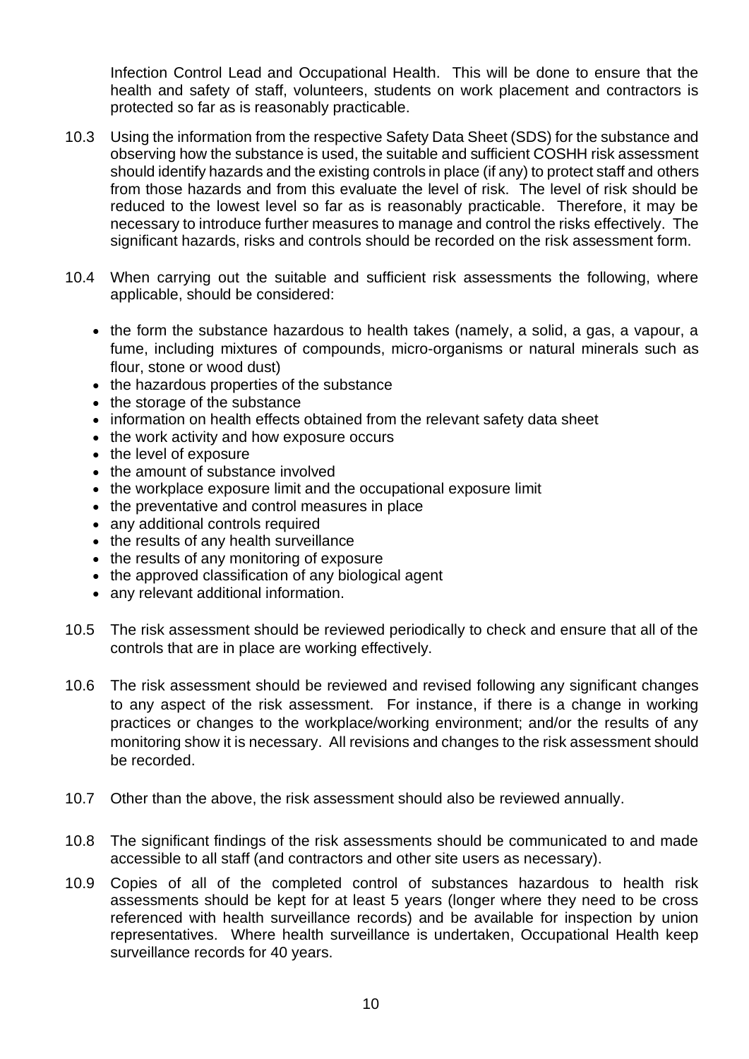Infection Control Lead and Occupational Health. This will be done to ensure that the health and safety of staff, volunteers, students on work placement and contractors is protected so far as is reasonably practicable.

10.3 Using the information from the respective Safety Data Sheet (SDS) for the substance and observing how the substance is used, the suitable and sufficient COSHH risk assessment should identify hazards and the existing controls in place (if any) to protect staff and others from those hazards and from this evaluate the level of risk. The level of risk should be reduced to the lowest level so far as is reasonably practicable. Therefore, it may be necessary to introduce further measures to manage and control the risks effectively. The significant hazards, risks and controls should be recorded on the risk assessment form.

10.4 When carrying out the suitable and sufficient risk assessments the following, where applicable, should be considered:

- the form the substance hazardous to health takes (namely, a solid, a gas, a vapour, a fume, including mixtures of compounds, micro-organisms or natural minerals such as flour, stone or wood dust)
- the hazardous properties of the substance
- the storage of the substance
- information on health effects obtained from the relevant safety data sheet
- the work activity and how exposure occurs
- the level of exposure
- the amount of substance involved
- the workplace exposure limit and the occupational exposure limit
- the preventative and control measures in place
- any additional controls required
- the results of any health surveillance
- the results of any monitoring of exposure
- the approved classification of any biological agent
- any relevant additional information.

10.5 The risk assessment should be reviewed periodically to check and ensure that all of the controls that are in place are working effectively.

10.6 The risk assessment should be reviewed and revised following any significant changes to any aspect of the risk assessment. For instance, if there is a change in working practices or changes to the workplace/working environment; and/or the results of any monitoring show it is necessary. All revisions and changes to the risk assessment should be recorded.

10.7 Other than the above, the risk assessment should also be reviewed annually.

10.8 The significant findings of the risk assessments should be communicated to and made accessible to all staff (and contractors and other site users as necessary).

10.9 Copies of all of the completed control of substances hazardous to health risk assessments should be kept for at least 5 years (longer where they need to be cross referenced with health surveillance records) and be available for inspection by union representatives. Where health surveillance is undertaken, Occupational Health keep surveillance records for 40 years.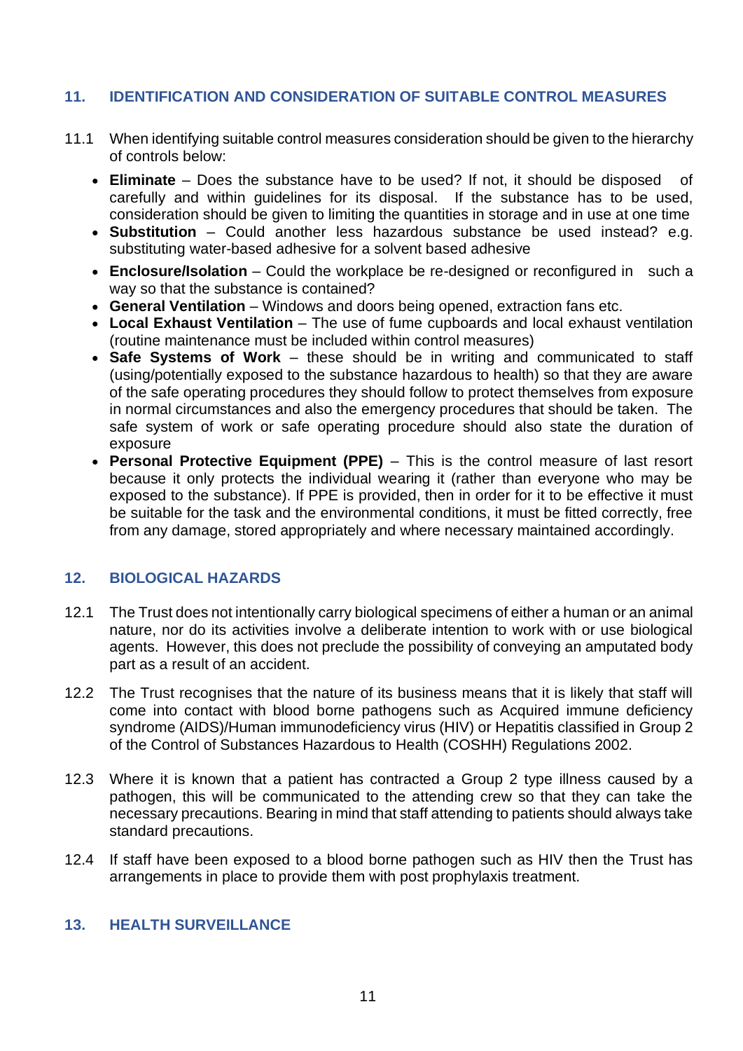## 11. IDENTIFICATION AND CONSIDERATION OF SUITABLE CONTROL MEASURES

11.1 When identifying suitable control measures consideration should be given to the hierarchy of controls below:

- **Eliminate** – Does the substance have to be used? If not, it should be disposed of carefully and within guidelines for its disposal. If the substance has to be used, consideration should be given to limiting the quantities in storage and in use at one time
- **Substitution** – Could another less hazardous substance be used instead? e.g. substituting water-based adhesive for a solvent based adhesive
- **Enclosure/Isolation** – Could the workplace be re-designed or reconfigured in such a way so that the substance is contained?
- **General Ventilation** – Windows and doors being opened, extraction fans etc.
- **Local Exhaust Ventilation** – The use of fume cupboards and local exhaust ventilation (routine maintenance must be included within control measures)
- **Safe Systems of Work** – these should be in writing and communicated to staff (using/potentially exposed to the substance hazardous to health) so that they are aware of the safe operating procedures they should follow to protect themselves from exposure in normal circumstances and also the emergency procedures that should be taken. The safe system of work or safe operating procedure should also state the duration of exposure
- **Personal Protective Equipment (PPE)** – This is the control measure of last resort because it only protects the individual wearing it (rather than everyone who may be exposed to the substance). If PPE is provided, then in order for it to be effective it must be suitable for the task and the environmental conditions, it must be fitted correctly, free from any damage, stored appropriately and where necessary maintained accordingly.

## 12. BIOLOGICAL HAZARDS

12.1 The Trust does not intentionally carry biological specimens of either a human or an animal nature, nor do its activities involve a deliberate intention to work with or use biological agents. However, this does not preclude the possibility of conveying an amputated body part as a result of an accident.

12.2 The Trust recognises that the nature of its business means that it is likely that staff will come into contact with blood borne pathogens such as Acquired immune deficiency syndrome (AIDS)/Human immunodeficiency virus (HIV) or Hepatitis classified in Group 2 of the Control of Substances Hazardous to Health (COSHH) Regulations 2002.

12.3 Where it is known that a patient has contracted a Group 2 type illness caused by a pathogen, this will be communicated to the attending crew so that they can take the necessary precautions. Bearing in mind that staff attending to patients should always take standard precautions.

12.4 If staff have been exposed to a blood borne pathogen such as HIV then the Trust has arrangements in place to provide them with post prophylaxis treatment.

## 13. HEALTH SURVEILLANCE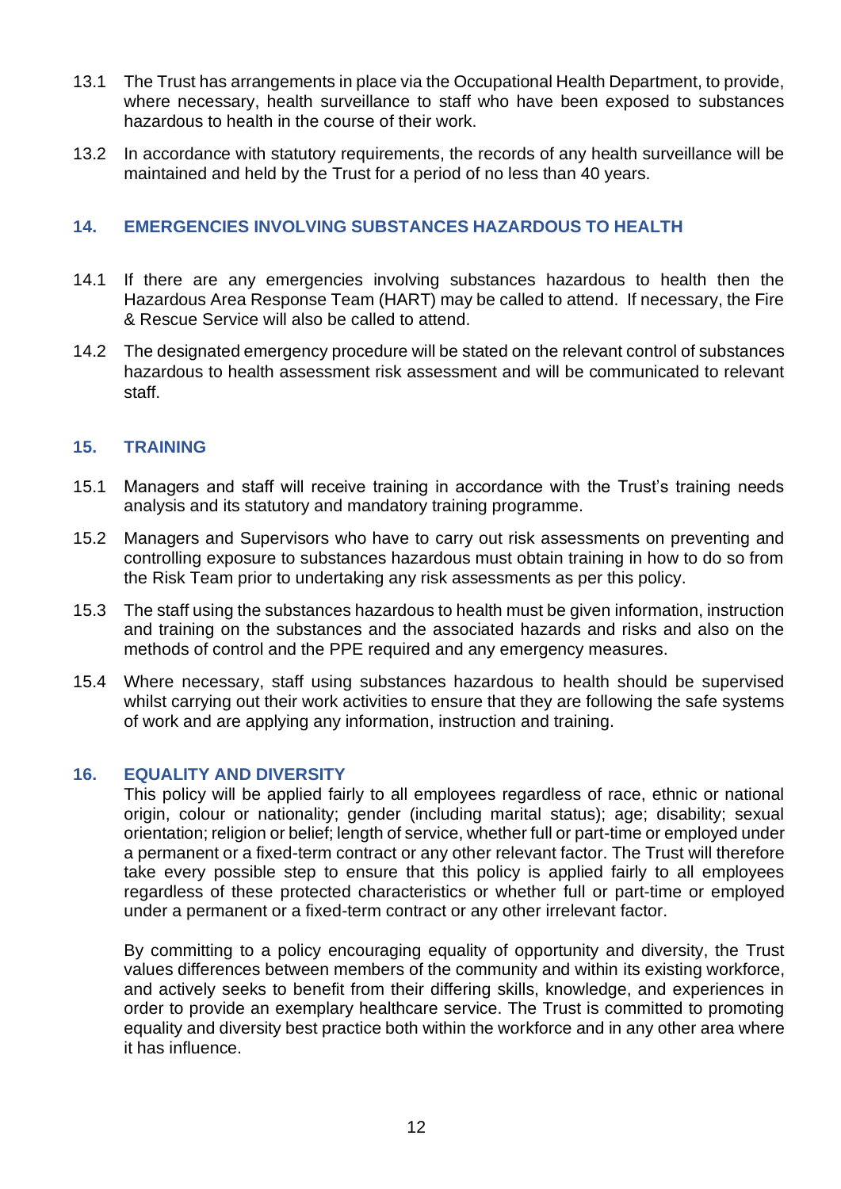13.1 The Trust has arrangements in place via the Occupational Health Department, to provide, where necessary, health surveillance to staff who have been exposed to substances hazardous to health in the course of their work.

13.2 In accordance with statutory requirements, the records of any health surveillance will be maintained and held by the Trust for a period of no less than 40 years.

## 14. EMERGENCIES INVOLVING SUBSTANCES HAZARDOUS TO HEALTH

14.1 If there are any emergencies involving substances hazardous to health then the Hazardous Area Response Team (HART) may be called to attend. If necessary, the Fire & Rescue Service will also be called to attend.

14.2 The designated emergency procedure will be stated on the relevant control of substances hazardous to health assessment risk assessment and will be communicated to relevant staff.

## 15. TRAINING

15.1 Managers and staff will receive training in accordance with the Trust's training needs analysis and its statutory and mandatory training programme.

15.2 Managers and Supervisors who have to carry out risk assessments on preventing and controlling exposure to substances hazardous must obtain training in how to do so from the Risk Team prior to undertaking any risk assessments as per this policy.

15.3 The staff using the substances hazardous to health must be given information, instruction and training on the substances and the associated hazards and risks and also on the methods of control and the PPE required and any emergency measures.

15.4 Where necessary, staff using substances hazardous to health should be supervised whilst carrying out their work activities to ensure that they are following the safe systems of work and are applying any information, instruction and training.

## 16. EQUALITY AND DIVERSITY

This policy will be applied fairly to all employees regardless of race, ethnic or national origin, colour or nationality; gender (including marital status); age; disability; sexual orientation; religion or belief; length of service, whether full or part-time or employed under a permanent or a fixed-term contract or any other relevant factor. The Trust will therefore take every possible step to ensure that this policy is applied fairly to all employees regardless of these protected characteristics or whether full or part-time or employed under a permanent or a fixed-term contract or any other irrelevant factor.

By committing to a policy encouraging equality of opportunity and diversity, the Trust values differences between members of the community and within its existing workforce, and actively seeks to benefit from their differing skills, knowledge, and experiences in order to provide an exemplary healthcare service. The Trust is committed to promoting equality and diversity best practice both within the workforce and in any other area where it has influence.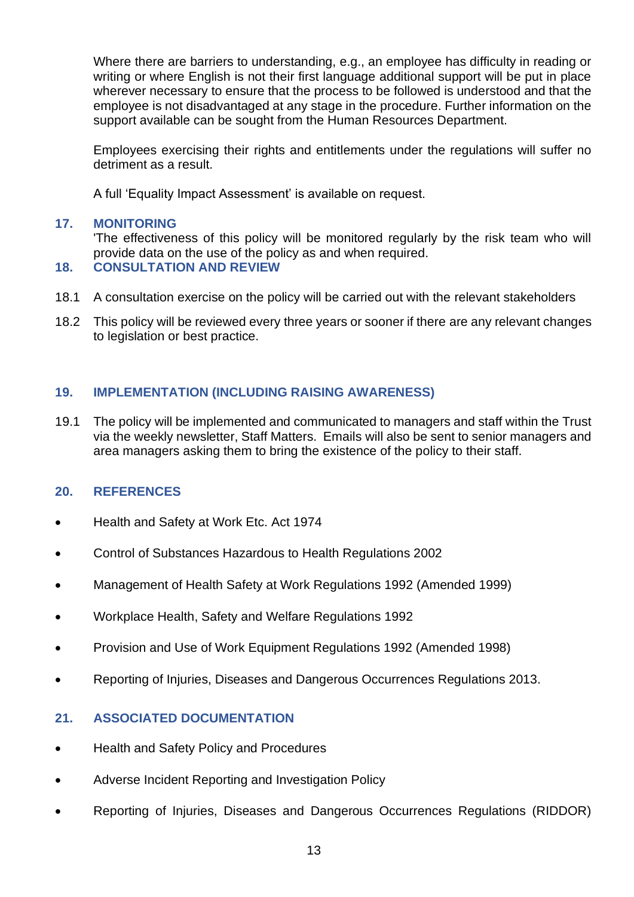Where there are barriers to understanding, e.g., an employee has difficulty in reading or writing or where English is not their first language additional support will be put in place wherever necessary to ensure that the process to be followed is understood and that the employee is not disadvantaged at any stage in the procedure. Further information on the support available can be sought from the Human Resources Department.

Employees exercising their rights and entitlements under the regulations will suffer no detriment as a result.

A full 'Equality Impact Assessment' is available on request.

## 17. MONITORING

'The effectiveness of this policy will be monitored regularly by the risk team who will provide data on the use of the policy as and when required.

## 18. CONSULTATION AND REVIEW

18.1 A consultation exercise on the policy will be carried out with the relevant stakeholders

18.2 This policy will be reviewed every three years or sooner if there are any relevant changes to legislation or best practice.

## 19. IMPLEMENTATION (INCLUDING RAISING AWARENESS)

19.1 The policy will be implemented and communicated to managers and staff within the Trust via the weekly newsletter, Staff Matters. Emails will also be sent to senior managers and area managers asking them to bring the existence of the policy to their staff.

## 20. REFERENCES

- Health and Safety at Work Etc. Act 1974
- Control of Substances Hazardous to Health Regulations 2002
- Management of Health Safety at Work Regulations 1992 (Amended 1999)
- Workplace Health, Safety and Welfare Regulations 1992
- Provision and Use of Work Equipment Regulations 1992 (Amended 1998)
- Reporting of Injuries, Diseases and Dangerous Occurrences Regulations 2013.

## 21. ASSOCIATED DOCUMENTATION

- Health and Safety Policy and Procedures
- Adverse Incident Reporting and Investigation Policy
- Reporting of Injuries, Diseases and Dangerous Occurrences Regulations (RIDDOR)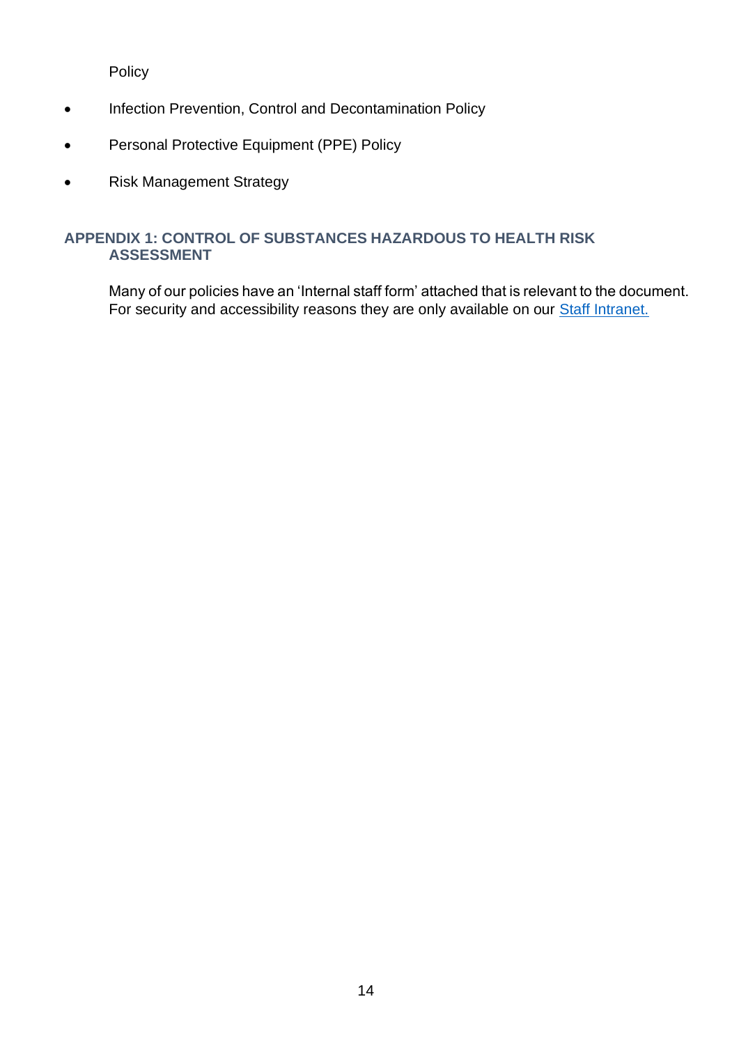Policy

- Infection Prevention, Control and Decontamination Policy
- Personal Protective Equipment (PPE) Policy
- Risk Management Strategy

## APPENDIX 1: CONTROL OF SUBSTANCES HAZARDOUS TO HEALTH RISK ASSESSMENT

Many of our policies have an 'Internal staff form' attached that is relevant to the document. For security and accessibility reasons they are only available on our Staff Intranet.